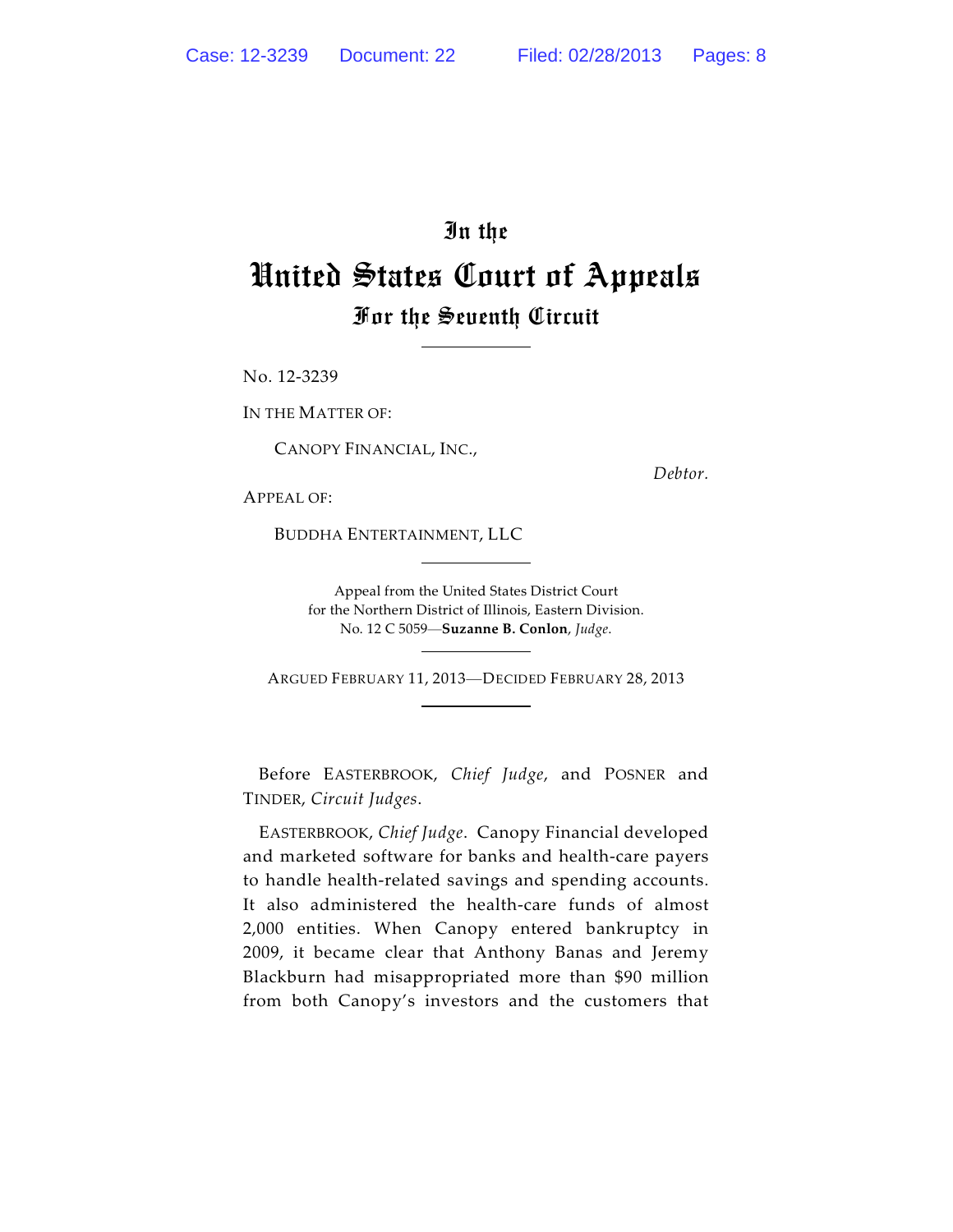# In the
# United States Court of Appeals
## For the Seventh Circuit

No. 12-3239

IN THE MATTER OF:

CANOPY FINANCIAL, INC.,

*Debtor.*

APPEAL OF:

BUDDHA ENTERTAINMENT, LLC

Appeal from the United States District Court
for the Northern District of Illinois, Eastern Division.
No. 12 C 5059—**Suzanne B. Conlon**, *Judge*.

ARGUED FEBRUARY 11, 2013—DECIDED FEBRUARY 28, 2013

Before EASTERBROOK, *Chief Judge*, and POSNER and TINDER, *Circuit Judges*.

EASTERBROOK, *Chief Judge*. Canopy Financial developed and marketed software for banks and health-care payers to handle health-related savings and spending accounts. It also administered the health-care funds of almost 2,000 entities. When Canopy entered bankruptcy in 2009, it became clear that Anthony Banas and Jeremy Blackburn had misappropriated more than $90 million from both Canopy's investors and the customers that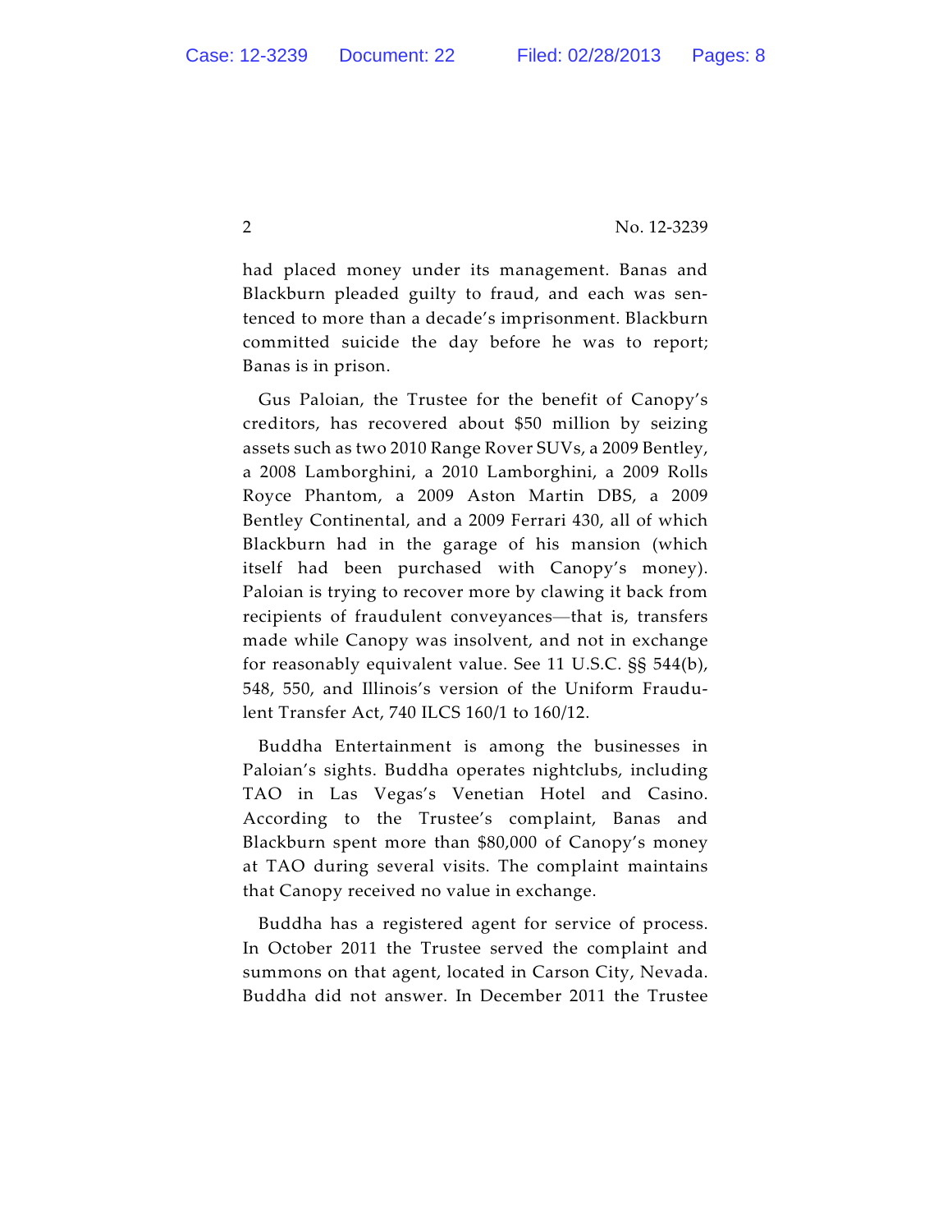had placed money under its management. Banas and Blackburn pleaded guilty to fraud, and each was sentenced to more than a decade's imprisonment. Blackburn committed suicide the day before he was to report; Banas is in prison.

Gus Paloian, the Trustee for the benefit of Canopy's creditors, has recovered about $50 million by seizing assets such as two 2010 Range Rover SUVs, a 2009 Bentley, a 2008 Lamborghini, a 2010 Lamborghini, a 2009 Rolls Royce Phantom, a 2009 Aston Martin DBS, a 2009 Bentley Continental, and a 2009 Ferrari 430, all of which Blackburn had in the garage of his mansion (which itself had been purchased with Canopy's money). Paloian is trying to recover more by clawing it back from recipients of fraudulent conveyances—that is, transfers made while Canopy was insolvent, and not in exchange for reasonably equivalent value. See 11 U.S.C. §§ 544(b), 548, 550, and Illinois's version of the Uniform Fraudulent Transfer Act, 740 ILCS 160/1 to 160/12.

Buddha Entertainment is among the businesses in Paloian's sights. Buddha operates nightclubs, including TAO in Las Vegas's Venetian Hotel and Casino. According to the Trustee's complaint, Banas and Blackburn spent more than $80,000 of Canopy's money at TAO during several visits. The complaint maintains that Canopy received no value in exchange.

Buddha has a registered agent for service of process. In October 2011 the Trustee served the complaint and summons on that agent, located in Carson City, Nevada. Buddha did not answer. In December 2011 the Trustee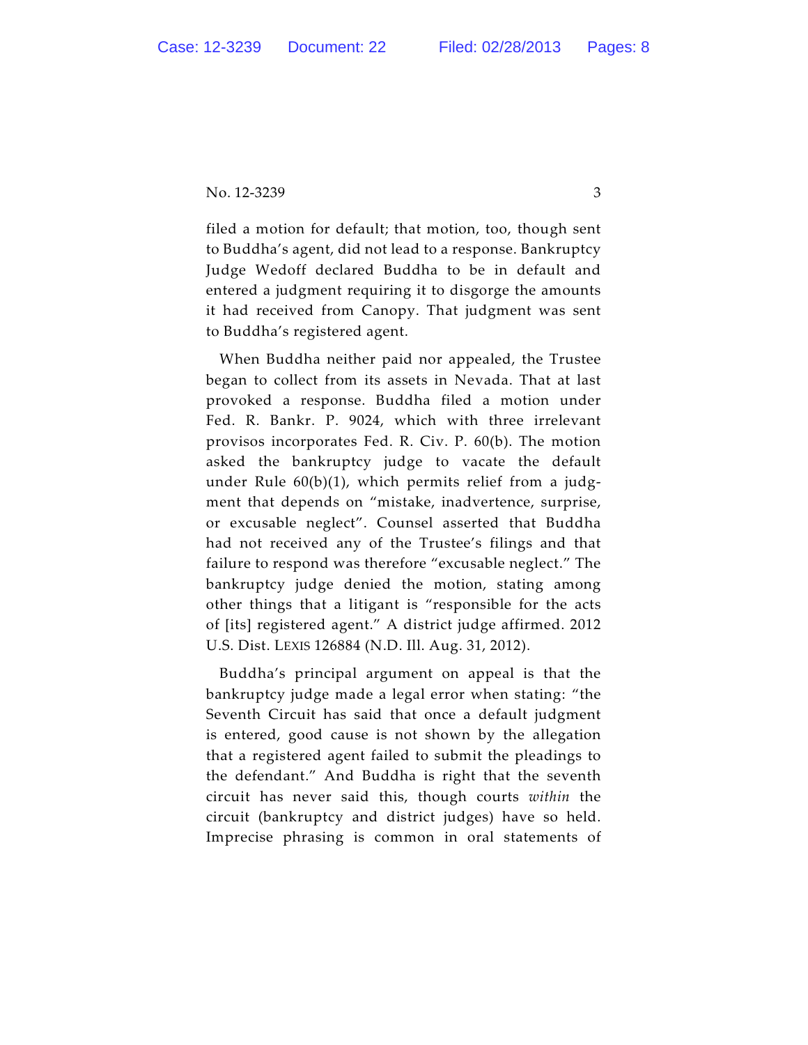filed a motion for default; that motion, too, though sent to Buddha's agent, did not lead to a response. Bankruptcy Judge Wedoff declared Buddha to be in default and entered a judgment requiring it to disgorge the amounts it had received from Canopy. That judgment was sent to Buddha's registered agent.

When Buddha neither paid nor appealed, the Trustee began to collect from its assets in Nevada. That at last provoked a response. Buddha filed a motion under Fed. R. Bankr. P. 9024, which with three irrelevant provisos incorporates Fed. R. Civ. P. 60(b). The motion asked the bankruptcy judge to vacate the default under Rule 60(b)(1), which permits relief from a judgment that depends on "mistake, inadvertence, surprise, or excusable neglect". Counsel asserted that Buddha had not received any of the Trustee's filings and that failure to respond was therefore "excusable neglect." The bankruptcy judge denied the motion, stating among other things that a litigant is "responsible for the acts of [its] registered agent." A district judge affirmed. 2012 U.S. Dist. LEXIS 126884 (N.D. Ill. Aug. 31, 2012).

Buddha's principal argument on appeal is that the bankruptcy judge made a legal error when stating: "the Seventh Circuit has said that once a default judgment is entered, good cause is not shown by the allegation that a registered agent failed to submit the pleadings to the defendant." And Buddha is right that the seventh circuit has never said this, though courts *within* the circuit (bankruptcy and district judges) have so held. Imprecise phrasing is common in oral statements of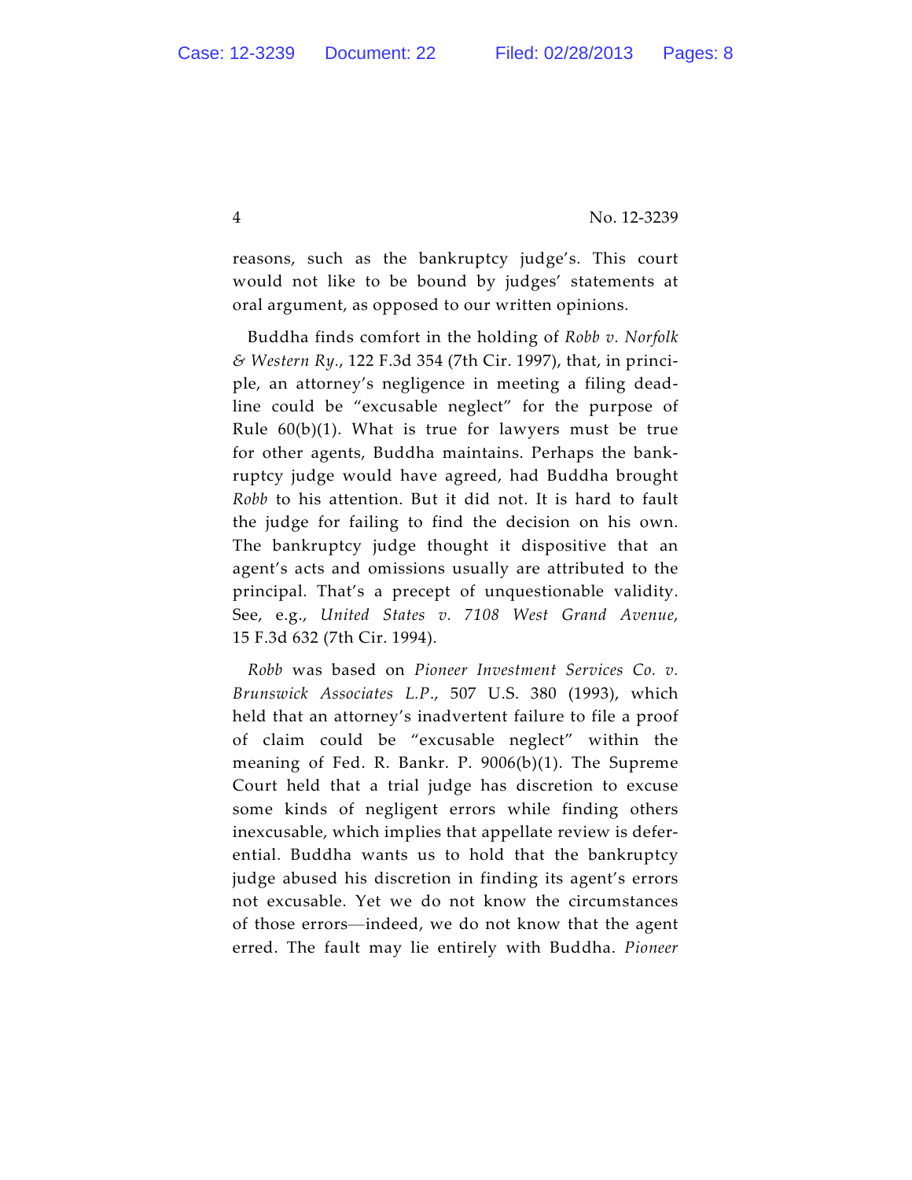reasons, such as the bankruptcy judge's. This court would not like to be bound by judges' statements at oral argument, as opposed to our written opinions.

Buddha finds comfort in the holding of *Robb v. Norfolk & Western Ry.*, 122 F.3d 354 (7th Cir. 1997), that, in principle, an attorney's negligence in meeting a filing deadline could be "excusable neglect" for the purpose of Rule 60(b)(1). What is true for lawyers must be true for other agents, Buddha maintains. Perhaps the bankruptcy judge would have agreed, had Buddha brought *Robb* to his attention. But it did not. It is hard to fault the judge for failing to find the decision on his own. The bankruptcy judge thought it dispositive that an agent's acts and omissions usually are attributed to the principal. That's a precept of unquestionable validity. See, e.g., *United States v. 7108 West Grand Avenue*, 15 F.3d 632 (7th Cir. 1994).

*Robb* was based on *Pioneer Investment Services Co. v. Brunswick Associates L.P.*, 507 U.S. 380 (1993), which held that an attorney's inadvertent failure to file a proof of claim could be "excusable neglect" within the meaning of Fed. R. Bankr. P. 9006(b)(1). The Supreme Court held that a trial judge has discretion to excuse some kinds of negligent errors while finding others inexcusable, which implies that appellate review is deferential. Buddha wants us to hold that the bankruptcy judge abused his discretion in finding its agent's errors not excusable. Yet we do not know the circumstances of those errors—indeed, we do not know that the agent erred. The fault may lie entirely with Buddha. *Pioneer*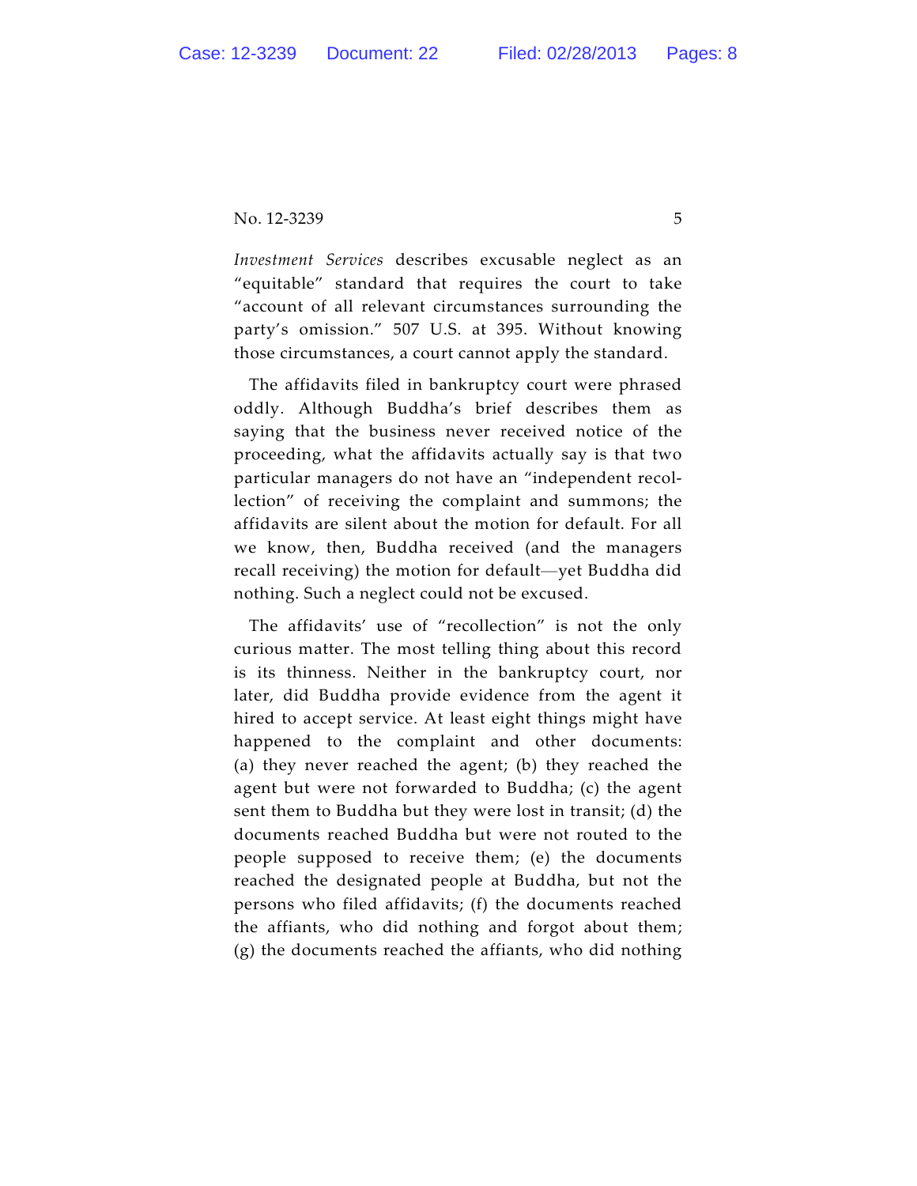*Investment Services* describes excusable neglect as an "equitable" standard that requires the court to take "account of all relevant circumstances surrounding the party's omission." 507 U.S. at 395. Without knowing those circumstances, a court cannot apply the standard.

The affidavits filed in bankruptcy court were phrased oddly. Although Buddha's brief describes them as saying that the business never received notice of the proceeding, what the affidavits actually say is that two particular managers do not have an "independent recollection" of receiving the complaint and summons; the affidavits are silent about the motion for default. For all we know, then, Buddha received (and the managers recall receiving) the motion for default—yet Buddha did nothing. Such a neglect could not be excused.

The affidavits' use of "recollection" is not the only curious matter. The most telling thing about this record is its thinness. Neither in the bankruptcy court, nor later, did Buddha provide evidence from the agent it hired to accept service. At least eight things might have happened to the complaint and other documents: (a) they never reached the agent; (b) they reached the agent but were not forwarded to Buddha; (c) the agent sent them to Buddha but they were lost in transit; (d) the documents reached Buddha but were not routed to the people supposed to receive them; (e) the documents reached the designated people at Buddha, but not the persons who filed affidavits; (f) the documents reached the affiants, who did nothing and forgot about them; (g) the documents reached the affiants, who did nothing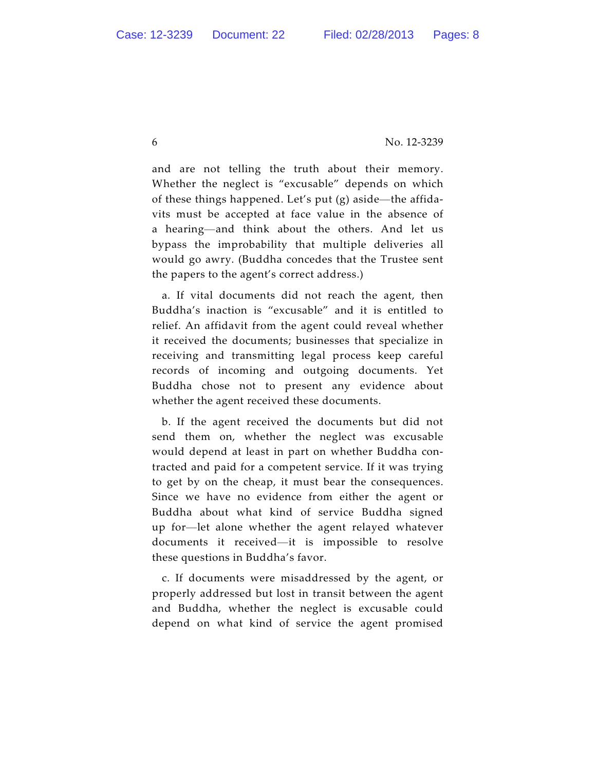and are not telling the truth about their memory. Whether the neglect is "excusable" depends on which of these things happened. Let's put (g) aside—the affidavits must be accepted at face value in the absence of a hearing—and think about the others. And let us bypass the improbability that multiple deliveries all would go awry. (Buddha concedes that the Trustee sent the papers to the agent's correct address.)

a. If vital documents did not reach the agent, then Buddha's inaction is "excusable" and it is entitled to relief. An affidavit from the agent could reveal whether it received the documents; businesses that specialize in receiving and transmitting legal process keep careful records of incoming and outgoing documents. Yet Buddha chose not to present any evidence about whether the agent received these documents.

b. If the agent received the documents but did not send them on, whether the neglect was excusable would depend at least in part on whether Buddha contracted and paid for a competent service. If it was trying to get by on the cheap, it must bear the consequences. Since we have no evidence from either the agent or Buddha about what kind of service Buddha signed up for—let alone whether the agent relayed whatever documents it received—it is impossible to resolve these questions in Buddha's favor.

c. If documents were misaddressed by the agent, or properly addressed but lost in transit between the agent and Buddha, whether the neglect is excusable could depend on what kind of service the agent promised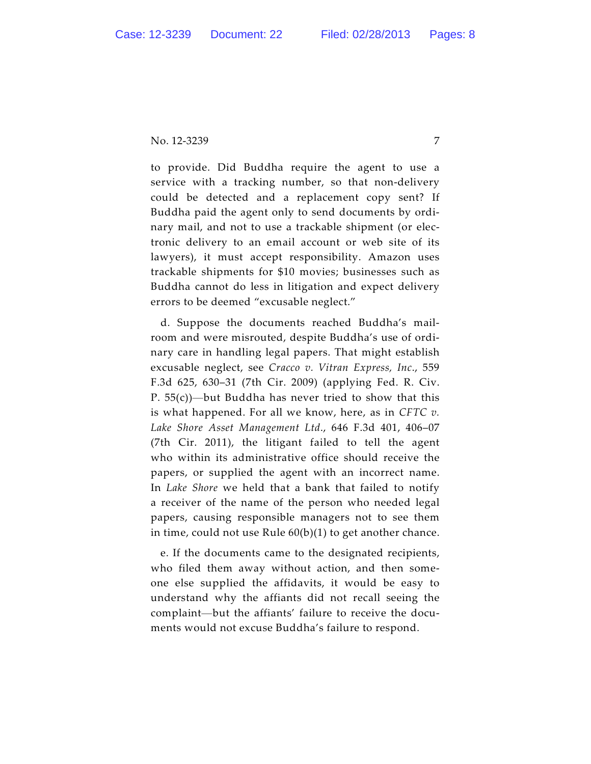to provide. Did Buddha require the agent to use a service with a tracking number, so that non-delivery could be detected and a replacement copy sent? If Buddha paid the agent only to send documents by ordinary mail, and not to use a trackable shipment (or electronic delivery to an email account or web site of its lawyers), it must accept responsibility. Amazon uses trackable shipments for $10 movies; businesses such as Buddha cannot do less in litigation and expect delivery errors to be deemed "excusable neglect."

d. Suppose the documents reached Buddha's mailroom and were misrouted, despite Buddha's use of ordinary care in handling legal papers. That might establish excusable neglect, see *Cracco v. Vitran Express, Inc.*, 559 F.3d 625, 630–31 (7th Cir. 2009) (applying Fed. R. Civ. P. 55(c))—but Buddha has never tried to show that this is what happened. For all we know, here, as in *CFTC v. Lake Shore Asset Management Ltd.*, 646 F.3d 401, 406–07 (7th Cir. 2011), the litigant failed to tell the agent who within its administrative office should receive the papers, or supplied the agent with an incorrect name. In *Lake Shore* we held that a bank that failed to notify a receiver of the name of the person who needed legal papers, causing responsible managers not to see them in time, could not use Rule 60(b)(1) to get another chance.

e. If the documents came to the designated recipients, who filed them away without action, and then someone else supplied the affidavits, it would be easy to understand why the affiants did not recall seeing the complaint—but the affiants' failure to receive the documents would not excuse Buddha's failure to respond.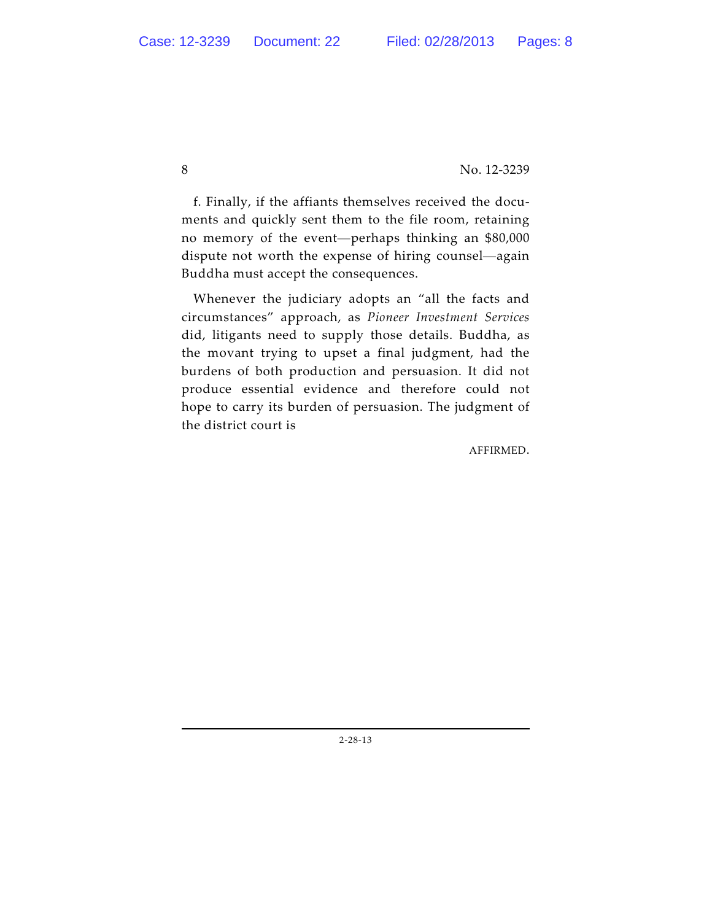f. Finally, if the affiants themselves received the documents and quickly sent them to the file room, retaining no memory of the event—perhaps thinking an $80,000 dispute not worth the expense of hiring counsel—again Buddha must accept the consequences.

Whenever the judiciary adopts an "all the facts and circumstances" approach, as *Pioneer Investment Services* did, litigants need to supply those details. Buddha, as the movant trying to upset a final judgment, had the burdens of both production and persuasion. It did not produce essential evidence and therefore could not hope to carry its burden of persuasion. The judgment of the district court is

AFFIRMED.

2-28-13